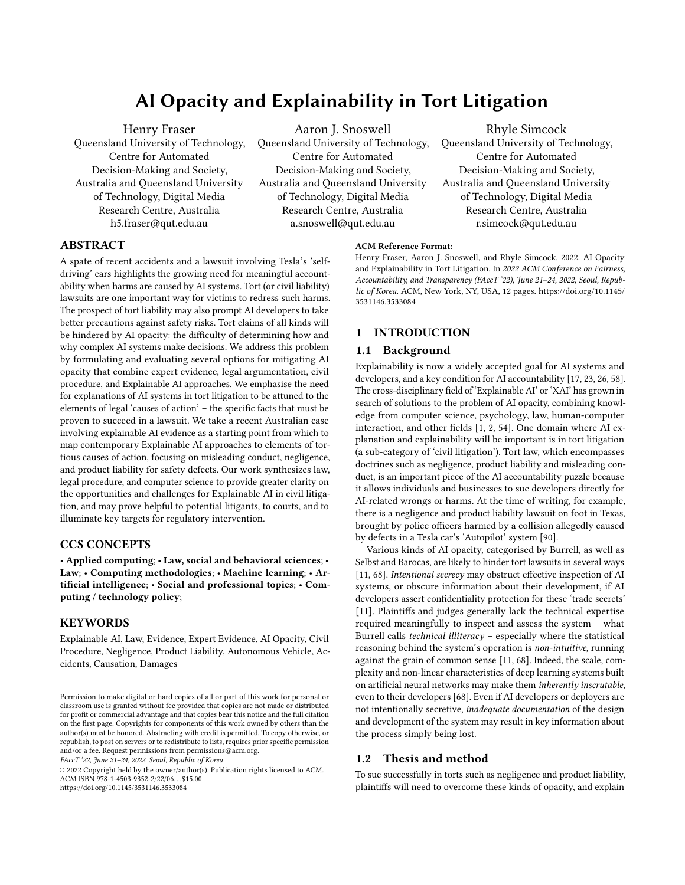# AI Opacity and Explainability in Tort Litigation

Henry Fraser
Queensland University of Technology, Centre for Automated Decision-Making and Society, Australia and Queensland University of Technology, Digital Media Research Centre, Australia
h5.fraser@qut.edu.au

Aaron J. Snoswell
Queensland University of Technology, Centre for Automated Decision-Making and Society, Australia and Queensland University of Technology, Digital Media Research Centre, Australia
a.snoswell@qut.edu.au

Rhyle Simcock
Queensland University of Technology, Centre for Automated Decision-Making and Society, Australia and Queensland University of Technology, Digital Media Research Centre, Australia
r.simcock@qut.edu.au

## ABSTRACT

A spate of recent accidents and a lawsuit involving Tesla's 'self-driving' cars highlights the growing need for meaningful accountability when harms are caused by AI systems. Tort (or civil liability) lawsuits are one important way for victims to redress such harms. The prospect of tort liability may also prompt AI developers to take better precautions against safety risks. Tort claims of all kinds will be hindered by AI opacity: the difficulty of determining how and why complex AI systems make decisions. We address this problem by formulating and evaluating several options for mitigating AI opacity that combine expert evidence, legal argumentation, civil procedure, and Explainable AI approaches. We emphasise the need for explanations of AI systems in tort litigation to be attuned to the elements of legal 'causes of action' – the specific facts that must be proven to succeed in a lawsuit. We take a recent Australian case involving explainable AI evidence as a starting point from which to map contemporary Explainable AI approaches to elements of tortious causes of action, focusing on misleading conduct, negligence, and product liability for safety defects. Our work synthesizes law, legal procedure, and computer science to provide greater clarity on the opportunities and challenges for Explainable AI in civil litigation, and may prove helpful to potential litigants, to courts, and to illuminate key targets for regulatory intervention.

## CCS CONCEPTS

• **Applied computing**; • **Law, social and behavioral sciences**; • **Law**; • **Computing methodologies**; • **Machine learning**; • **Artificial intelligence**; • **Social and professional topics**; • **Computing / technology policy**;

## KEYWORDS

Explainable AI, Law, Evidence, Expert Evidence, AI Opacity, Civil Procedure, Negligence, Product Liability, Autonomous Vehicle, Accidents, Causation, Damages

Permission to make digital or hard copies of all or part of this work for personal or classroom use is granted without fee provided that copies are not made or distributed for profit or commercial advantage and that copies bear this notice and the full citation on the first page. Copyrights for components of this work owned by others than the author(s) must be honored. Abstracting with credit is permitted. To copy otherwise, or republish, to post on servers or to redistribute to lists, requires prior specific permission and/or a fee. Request permissions from permissions@acm.org.
*FAccT '22, June 21–24, 2022, Seoul, Republic of Korea*
© 2022 Copyright held by the owner/author(s). Publication rights licensed to ACM.
ACM ISBN 978-1-4503-9352-2/22/06…$15.00
https://doi.org/10.1145/3531146.3533084

**ACM Reference Format:**
Henry Fraser, Aaron J. Snoswell, and Rhyle Simcock. 2022. AI Opacity and Explainability in Tort Litigation. In *2022 ACM Conference on Fairness, Accountability, and Transparency (FAccT '22), June 21–24, 2022, Seoul, Republic of Korea.* ACM, New York, NY, USA, 12 pages. https://doi.org/10.1145/3531146.3533084

## 1 INTRODUCTION

### 1.1 Background

Explainability is now a widely accepted goal for AI systems and developers, and a key condition for AI accountability [17, 23, 26, 58]. The cross-disciplinary field of 'Explainable AI' or 'XAI' has grown in search of solutions to the problem of AI opacity, combining knowledge from computer science, psychology, law, human-computer interaction, and other fields [1, 2, 54]. One domain where AI explanation and explainability will be important is in tort litigation (a sub-category of 'civil litigation'). Tort law, which encompasses doctrines such as negligence, product liability and misleading conduct, is an important piece of the AI accountability puzzle because it allows individuals and businesses to sue developers directly for AI-related wrongs or harms. At the time of writing, for example, there is a negligence and product liability lawsuit on foot in Texas, brought by police officers harmed by a collision allegedly caused by defects in a Tesla car's 'Autopilot' system [90].

Various kinds of AI opacity, categorised by Burrell, as well as Selbst and Barocas, are likely to hinder tort lawsuits in several ways [11, 68]. *Intentional secrecy* may obstruct effective inspection of AI systems, or obscure information about their development, if AI developers assert confidentiality protection for these 'trade secrets' [11]. Plaintiffs and judges generally lack the technical expertise required meaningfully to inspect and assess the system – what Burrell calls *technical illiteracy* – especially where the statistical reasoning behind the system's operation is *non-intuitive*, running against the grain of common sense [11, 68]. Indeed, the scale, complexity and non-linear characteristics of deep learning systems built on artificial neural networks may make them *inherently inscrutable*, even to their developers [68]. Even if AI developers or deployers are not intentionally secretive, *inadequate documentation* of the design and development of the system may result in key information about the process simply being lost.

### 1.2 Thesis and method

To sue successfully in torts such as negligence and product liability, plaintiffs will need to overcome these kinds of opacity, and explain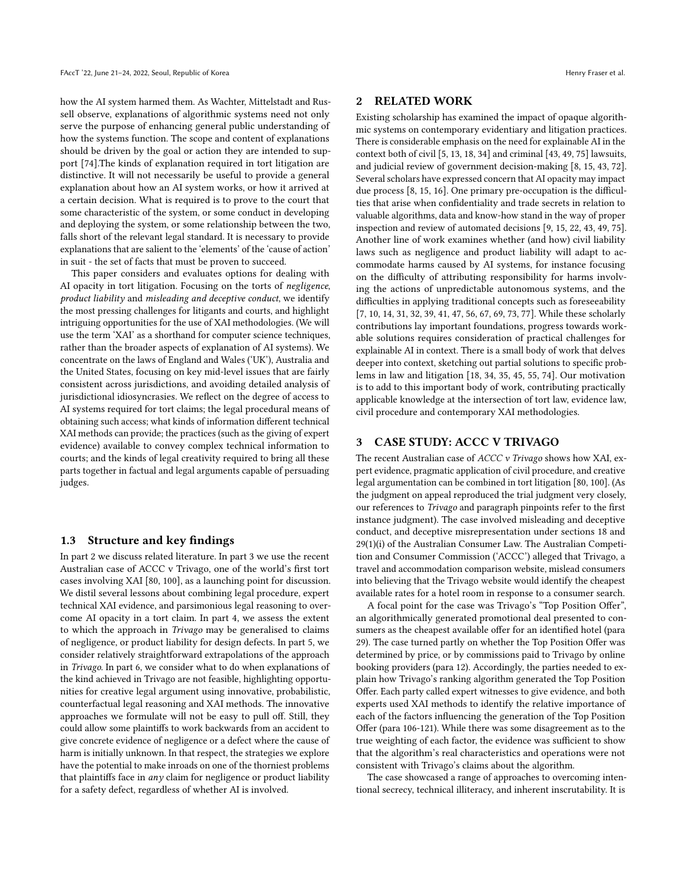how the AI system harmed them. As Wachter, Mittelstadt and Russell observe, explanations of algorithmic systems need not only serve the purpose of enhancing general public understanding of how the systems function. The scope and content of explanations should be driven by the goal or action they are intended to support [74].The kinds of explanation required in tort litigation are distinctive. It will not necessarily be useful to provide a general explanation about how an AI system works, or how it arrived at a certain decision. What is required is to prove to the court that some characteristic of the system, or some conduct in developing and deploying the system, or some relationship between the two, falls short of the relevant legal standard. It is necessary to provide explanations that are salient to the 'elements' of the 'cause of action' in suit - the set of facts that must be proven to succeed.

This paper considers and evaluates options for dealing with AI opacity in tort litigation. Focusing on the torts of *negligence*, *product liability* and *misleading and deceptive conduct*, we identify the most pressing challenges for litigants and courts, and highlight intriguing opportunities for the use of XAI methodologies. (We will use the term 'XAI' as a shorthand for computer science techniques, rather than the broader aspects of explanation of AI systems). We concentrate on the laws of England and Wales ('UK'), Australia and the United States, focusing on key mid-level issues that are fairly consistent across jurisdictions, and avoiding detailed analysis of jurisdictional idiosyncrasies. We reflect on the degree of access to AI systems required for tort claims; the legal procedural means of obtaining such access; what kinds of information different technical XAI methods can provide; the practices (such as the giving of expert evidence) available to convey complex technical information to courts; and the kinds of legal creativity required to bring all these parts together in factual and legal arguments capable of persuading judges.

### 1.3 Structure and key findings

In part 2 we discuss related literature. In part 3 we use the recent Australian case of ACCC v Trivago, one of the world's first tort cases involving XAI [80, 100], as a launching point for discussion. We distil several lessons about combining legal procedure, expert technical XAI evidence, and parsimonious legal reasoning to overcome AI opacity in a tort claim. In part 4, we assess the extent to which the approach in *Trivago* may be generalised to claims of negligence, or product liability for design defects. In part 5, we consider relatively straightforward extrapolations of the approach in *Trivago*. In part 6, we consider what to do when explanations of the kind achieved in Trivago are not feasible, highlighting opportunities for creative legal argument using innovative, probabilistic, counterfactual legal reasoning and XAI methods. The innovative approaches we formulate will not be easy to pull off. Still, they could allow some plaintiffs to work backwards from an accident to give concrete evidence of negligence or a defect where the cause of harm is initially unknown. In that respect, the strategies we explore have the potential to make inroads on one of the thorniest problems that plaintiffs face in *any* claim for negligence or product liability for a safety defect, regardless of whether AI is involved.

## 2 RELATED WORK

Existing scholarship has examined the impact of opaque algorithmic systems on contemporary evidentiary and litigation practices. There is considerable emphasis on the need for explainable AI in the context both of civil [5, 13, 18, 34] and criminal [43, 49, 75] lawsuits, and judicial review of government decision-making [8, 15, 43, 72]. Several scholars have expressed concern that AI opacity may impact due process [8, 15, 16]. One primary pre-occupation is the difficulties that arise when confidentiality and trade secrets in relation to valuable algorithms, data and know-how stand in the way of proper inspection and review of automated decisions [9, 15, 22, 43, 49, 75]. Another line of work examines whether (and how) civil liability laws such as negligence and product liability will adapt to accommodate harms caused by AI systems, for instance focusing on the difficulty of attributing responsibility for harms involving the actions of unpredictable autonomous systems, and the difficulties in applying traditional concepts such as foreseeability [7, 10, 14, 31, 32, 39, 41, 47, 56, 67, 69, 73, 77]. While these scholarly contributions lay important foundations, progress towards workable solutions requires consideration of practical challenges for explainable AI in context. There is a small body of work that delves deeper into context, sketching out partial solutions to specific problems in law and litigation [18, 34, 35, 45, 55, 74]. Our motivation is to add to this important body of work, contributing practically applicable knowledge at the intersection of tort law, evidence law, civil procedure and contemporary XAI methodologies.

## 3 CASE STUDY: ACCC V TRIVAGO

The recent Australian case of *ACCC v Trivago* shows how XAI, expert evidence, pragmatic application of civil procedure, and creative legal argumentation can be combined in tort litigation [80, 100]. (As the judgment on appeal reproduced the trial judgment very closely, our references to *Trivago* and paragraph pinpoints refer to the first instance judgment). The case involved misleading and deceptive conduct, and deceptive misrepresentation under sections 18 and 29(1)(i) of the Australian Consumer Law. The Australian Competition and Consumer Commission ('ACCC') alleged that Trivago, a travel and accommodation comparison website, mislead consumers into believing that the Trivago website would identify the cheapest available rates for a hotel room in response to a consumer search.

A focal point for the case was Trivago's "Top Position Offer", an algorithmically generated promotional deal presented to consumers as the cheapest available offer for an identified hotel (para 29). The case turned partly on whether the Top Position Offer was determined by price, or by commissions paid to Trivago by online booking providers (para 12). Accordingly, the parties needed to explain how Trivago's ranking algorithm generated the Top Position Offer. Each party called expert witnesses to give evidence, and both experts used XAI methods to identify the relative importance of each of the factors influencing the generation of the Top Position Offer (para 106-121). While there was some disagreement as to the true weighting of each factor, the evidence was sufficient to show that the algorithm's real characteristics and operations were not consistent with Trivago's claims about the algorithm.

The case showcased a range of approaches to overcoming intentional secrecy, technical illiteracy, and inherent inscrutability. It is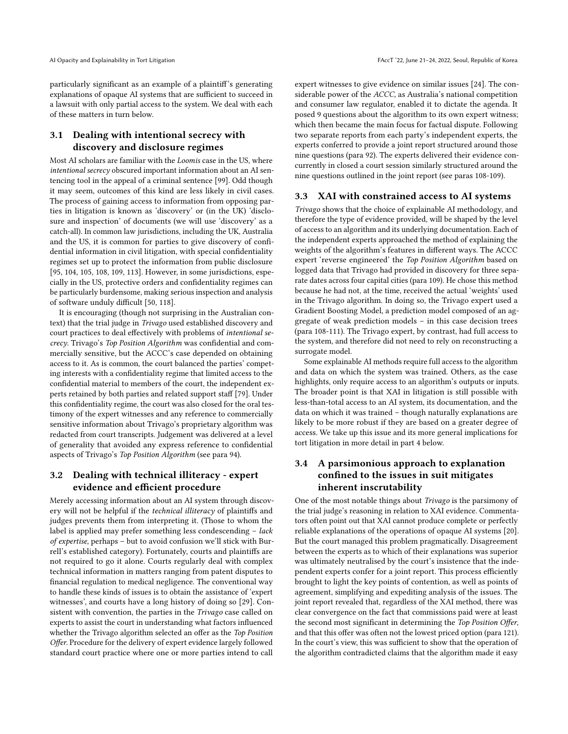particularly significant as an example of a plaintiff's generating explanations of opaque AI systems that are sufficient to succeed in a lawsuit with only partial access to the system. We deal with each of these matters in turn below.

### 3.1 Dealing with intentional secrecy with discovery and disclosure regimes

Most AI scholars are familiar with the *Loomis* case in the US, where *intentional secrecy* obscured important information about an AI sentencing tool in the appeal of a criminal sentence [99]. Odd though it may seem, outcomes of this kind are less likely in civil cases. The process of gaining access to information from opposing parties in litigation is known as 'discovery' or (in the UK) 'disclosure and inspection' of documents (we will use 'discovery' as a catch-all). In common law jurisdictions, including the UK, Australia and the US, it is common for parties to give discovery of confidential information in civil litigation, with special confidentiality regimes set up to protect the information from public disclosure [95, 104, 105, 108, 109, 113]. However, in some jurisdictions, especially in the US, protective orders and confidentiality regimes can be particularly burdensome, making serious inspection and analysis of software unduly difficult [50, 118].

It is encouraging (though not surprising in the Australian context) that the trial judge in *Trivago* used established discovery and court practices to deal effectively with problems of *intentional secrecy*. Trivago's *Top Position Algorithm* was confidential and commercially sensitive, but the ACCC's case depended on obtaining access to it. As is common, the court balanced the parties' competing interests with a confidentiality regime that limited access to the confidential material to members of the court, the independent experts retained by both parties and related support staff [79]. Under this confidentiality regime, the court was also closed for the oral testimony of the expert witnesses and any reference to commercially sensitive information about Trivago's proprietary algorithm was redacted from court transcripts. Judgement was delivered at a level of generality that avoided any express reference to confidential aspects of Trivago's *Top Position Algorithm* (see para 94).

### 3.2 Dealing with technical illiteracy - expert evidence and efficient procedure

Merely accessing information about an AI system through discovery will not be helpful if the *technical illiteracy* of plaintiffs and judges prevents them from interpreting it. (Those to whom the label is applied may prefer something less condescending – *lack of expertise*, perhaps – but to avoid confusion we'll stick with Burrell's established category). Fortunately, courts and plaintiffs are not required to go it alone. Courts regularly deal with complex technical information in matters ranging from patent disputes to financial regulation to medical negligence. The conventional way to handle these kinds of issues is to obtain the assistance of 'expert witnesses', and courts have a long history of doing so [29]. Consistent with convention, the parties in the *Trivago* case called on experts to assist the court in understanding what factors influenced whether the Trivago algorithm selected an offer as the *Top Position Offer*. Procedure for the delivery of expert evidence largely followed standard court practice where one or more parties intend to call expert witnesses to give evidence on similar issues [24]. The considerable power of the *ACCC*, as Australia's national competition and consumer law regulator, enabled it to dictate the agenda. It posed 9 questions about the algorithm to its own expert witness; which then became the main focus for factual dispute. Following two separate reports from each party's independent experts, the experts conferred to provide a joint report structured around those nine questions (para 92). The experts delivered their evidence concurrently in closed a court session similarly structured around the nine questions outlined in the joint report (see paras 108-109).

### 3.3 XAI with constrained access to AI systems

*Trivago* shows that the choice of explainable AI methodology, and therefore the type of evidence provided, will be shaped by the level of access to an algorithm and its underlying documentation. Each of the independent experts approached the method of explaining the weights of the algorithm's features in different ways. The ACCC expert 'reverse engineered' the *Top Position Algorithm* based on logged data that Trivago had provided in discovery for three separate dates across four capital cities (para 109). He chose this method because he had not, at the time, received the actual 'weights' used in the Trivago algorithm. In doing so, the Trivago expert used a Gradient Boosting Model, a prediction model composed of an aggregate of weak prediction models – in this case decision trees (para 108-111). The Trivago expert, by contrast, had full access to the system, and therefore did not need to rely on reconstructing a surrogate model.

Some explainable AI methods require full access to the algorithm and data on which the system was trained. Others, as the case highlights, only require access to an algorithm's outputs or inputs. The broader point is that XAI in litigation is still possible with less-than-total access to an AI system, its documentation, and the data on which it was trained – though naturally explanations are likely to be more robust if they are based on a greater degree of access. We take up this issue and its more general implications for tort litigation in more detail in part 4 below.

### 3.4 A parsimonious approach to explanation confined to the issues in suit mitigates inherent inscrutability

One of the most notable things about *Trivago* is the parsimony of the trial judge's reasoning in relation to XAI evidence. Commentators often point out that XAI cannot produce complete or perfectly reliable explanations of the operations of opaque AI systems [20]. But the court managed this problem pragmatically. Disagreement between the experts as to which of their explanations was superior was ultimately neutralised by the court's insistence that the independent experts confer for a joint report. This process efficiently brought to light the key points of contention, as well as points of agreement, simplifying and expediting analysis of the issues. The joint report revealed that, regardless of the XAI method, there was clear convergence on the fact that commissions paid were at least the second most significant in determining the *Top Position Offer*, and that this offer was often not the lowest priced option (para 121). In the court's view, this was sufficient to show that the operation of the algorithm contradicted claims that the algorithm made it easy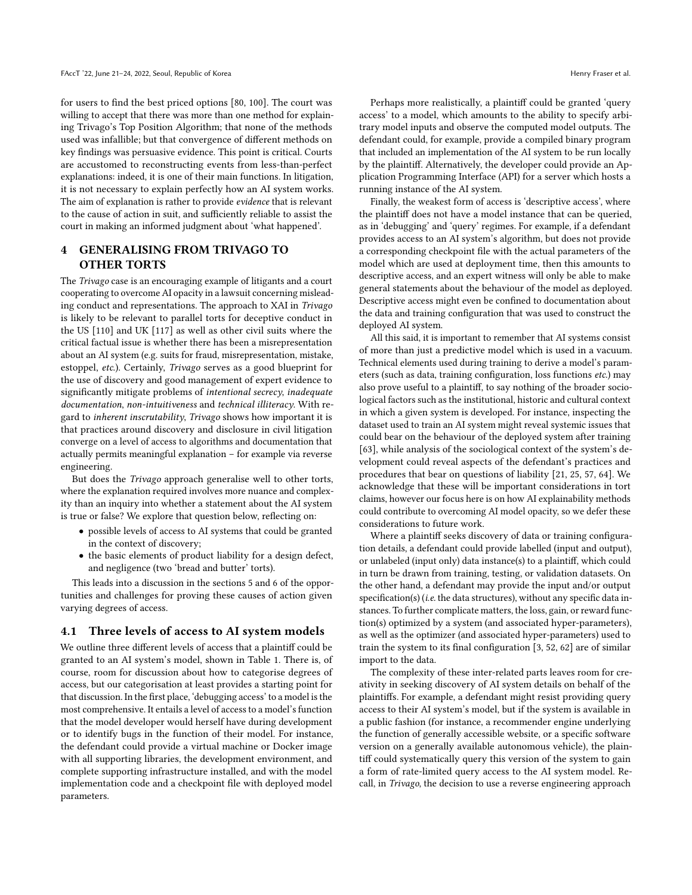for users to find the best priced options [80, 100]. The court was willing to accept that there was more than one method for explaining Trivago's Top Position Algorithm; that none of the methods used was infallible; but that convergence of different methods on key findings was persuasive evidence. This point is critical. Courts are accustomed to reconstructing events from less-than-perfect explanations: indeed, it is one of their main functions. In litigation, it is not necessary to explain perfectly how an AI system works. The aim of explanation is rather to provide *evidence* that is relevant to the cause of action in suit, and sufficiently reliable to assist the court in making an informed judgment about 'what happened'.

## 4 GENERALISING FROM TRIVAGO TO OTHER TORTS

The *Trivago* case is an encouraging example of litigants and a court cooperating to overcome AI opacity in a lawsuit concerning misleading conduct and representations. The approach to XAI in *Trivago* is likely to be relevant to parallel torts for deceptive conduct in the US [110] and UK [117] as well as other civil suits where the critical factual issue is whether there has been a misrepresentation about an AI system (e.g. suits for fraud, misrepresentation, mistake, estoppel, *etc.*). Certainly, *Trivago* serves as a good blueprint for the use of discovery and good management of expert evidence to significantly mitigate problems of *intentional secrecy*, *inadequate documentation*, *non-intuitiveness* and *technical illiteracy*. With regard to *inherent inscrutability*, *Trivago* shows how important it is that practices around discovery and disclosure in civil litigation converge on a level of access to algorithms and documentation that actually permits meaningful explanation – for example via reverse engineering.

But does the *Trivago* approach generalise well to other torts, where the explanation required involves more nuance and complexity than an inquiry into whether a statement about the AI system is true or false? We explore that question below, reflecting on:

- possible levels of access to AI systems that could be granted in the context of discovery;
- the basic elements of product liability for a design defect, and negligence (two 'bread and butter' torts).

This leads into a discussion in the sections 5 and 6 of the opportunities and challenges for proving these causes of action given varying degrees of access.

### 4.1 Three levels of access to AI system models

We outline three different levels of access that a plaintiff could be granted to an AI system's model, shown in Table 1. There is, of course, room for discussion about how to categorise degrees of access, but our categorisation at least provides a starting point for that discussion. In the first place, 'debugging access' to a model is the most comprehensive. It entails a level of access to a model's function that the model developer would herself have during development or to identify bugs in the function of their model. For instance, the defendant could provide a virtual machine or Docker image with all supporting libraries, the development environment, and complete supporting infrastructure installed, and with the model implementation code and a checkpoint file with deployed model parameters.

Perhaps more realistically, a plaintiff could be granted 'query access' to a model, which amounts to the ability to specify arbitrary model inputs and observe the computed model outputs. The defendant could, for example, provide a compiled binary program that included an implementation of the AI system to be run locally by the plaintiff. Alternatively, the developer could provide an Application Programming Interface (API) for a server which hosts a running instance of the AI system.

Finally, the weakest form of access is 'descriptive access', where the plaintiff does not have a model instance that can be queried, as in 'debugging' and 'query' regimes. For example, if a defendant provides access to an AI system's algorithm, but does not provide a corresponding checkpoint file with the actual parameters of the model which are used at deployment time, then this amounts to descriptive access, and an expert witness will only be able to make general statements about the behaviour of the model as deployed. Descriptive access might even be confined to documentation about the data and training configuration that was used to construct the deployed AI system.

All this said, it is important to remember that AI systems consist of more than just a predictive model which is used in a vacuum. Technical elements used during training to derive a model's parameters (such as data, training configuration, loss functions *etc.*) may also prove useful to a plaintiff, to say nothing of the broader sociological factors such as the institutional, historic and cultural context in which a given system is developed. For instance, inspecting the dataset used to train an AI system might reveal systemic issues that could bear on the behaviour of the deployed system after training [63], while analysis of the sociological context of the system's development could reveal aspects of the defendant's practices and procedures that bear on questions of liability [21, 25, 57, 64]. We acknowledge that these will be important considerations in tort claims, however our focus here is on how AI explainability methods could contribute to overcoming AI model opacity, so we defer these considerations to future work.

Where a plaintiff seeks discovery of data or training configuration details, a defendant could provide labelled (input and output), or unlabeled (input only) data instance(s) to a plaintiff, which could in turn be drawn from training, testing, or validation datasets. On the other hand, a defendant may provide the input and/or output specification(s) (*i.e.* the data structures), without any specific data instances. To further complicate matters, the loss, gain, or reward function(s) optimized by a system (and associated hyper-parameters), as well as the optimizer (and associated hyper-parameters) used to train the system to its final configuration [3, 52, 62] are of similar import to the data.

The complexity of these inter-related parts leaves room for creativity in seeking discovery of AI system details on behalf of the plaintiffs. For example, a defendant might resist providing query access to their AI system's model, but if the system is available in a public fashion (for instance, a recommender engine underlying the function of generally accessible website, or a specific software version on a generally available autonomous vehicle), the plaintiff could systematically query this version of the system to gain a form of rate-limited query access to the AI system model. Recall, in *Trivago*, the decision to use a reverse engineering approach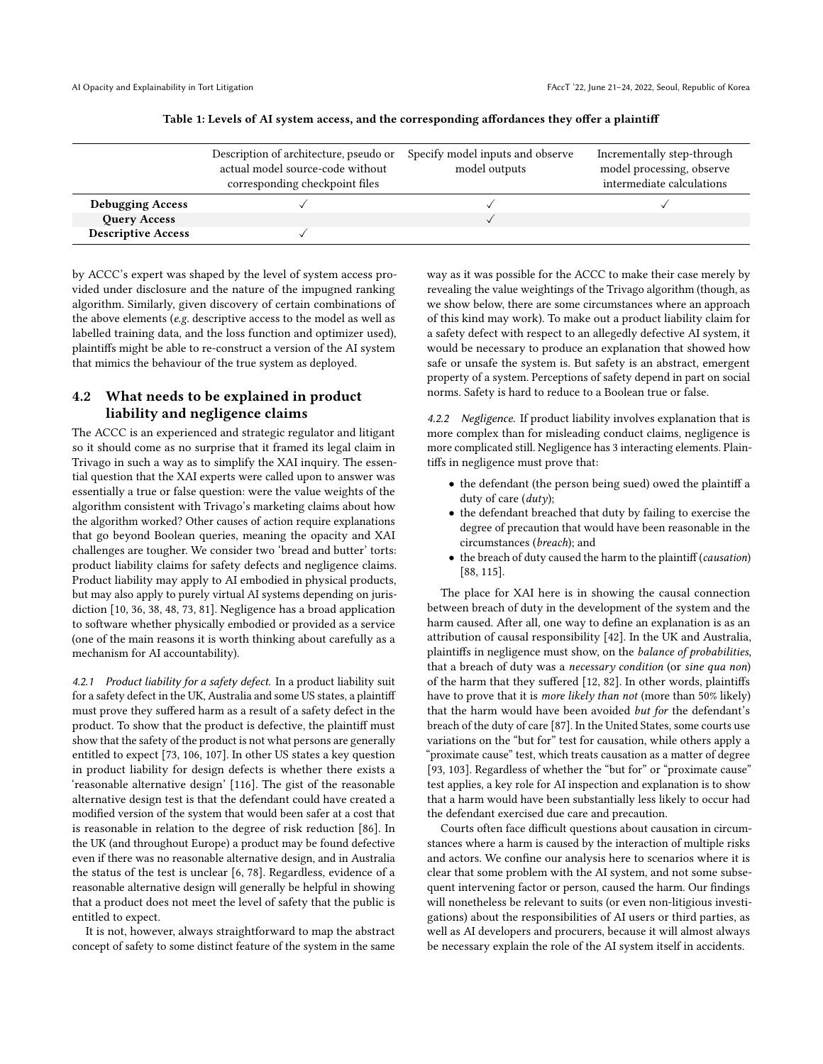Table 1: Levels of AI system access, and the corresponding affordances they offer a plaintiff

| | Description of architecture, pseudo or actual model source-code without corresponding checkpoint files | Specify model inputs and observe model outputs | Incrementally step-through model processing, observe intermediate calculations |
|---|---|---|---|
| **Debugging Access** | ✓ | ✓ | ✓ |
| **Query Access** | | ✓ | |
| **Descriptive Access** | ✓ | | |

by ACCC's expert was shaped by the level of system access provided under disclosure and the nature of the impugned ranking algorithm. Similarly, given discovery of certain combinations of the above elements (*e.g.* descriptive access to the model as well as labelled training data, and the loss function and optimizer used), plaintiffs might be able to re-construct a version of the AI system that mimics the behaviour of the true system as deployed.

## 4.2 What needs to be explained in product liability and negligence claims

The ACCC is an experienced and strategic regulator and litigant so it should come as no surprise that it framed its legal claim in Trivago in such a way as to simplify the XAI inquiry. The essential question that the XAI experts were called upon to answer was essentially a true or false question: were the value weights of the algorithm consistent with Trivago's marketing claims about how the algorithm worked? Other causes of action require explanations that go beyond Boolean queries, meaning the opacity and XAI challenges are tougher. We consider two 'bread and butter' torts: product liability claims for safety defects and negligence claims. Product liability may apply to AI embodied in physical products, but may also apply to purely virtual AI systems depending on jurisdiction [10, 36, 38, 48, 73, 81]. Negligence has a broad application to software whether physically embodied or provided as a service (one of the main reasons it is worth thinking about carefully as a mechanism for AI accountability).

*4.2.1 Product liability for a safety defect.* In a product liability suit for a safety defect in the UK, Australia and some US states, a plaintiff must prove they suffered harm as a result of a safety defect in the product. To show that the product is defective, the plaintiff must show that the safety of the product is not what persons are generally entitled to expect [73, 106, 107]. In other US states a key question in product liability for design defects is whether there exists a 'reasonable alternative design' [116]. The gist of the reasonable alternative design test is that the defendant could have created a modified version of the system that would have been safer at a cost that is reasonable in relation to the degree of risk reduction [86]. In the UK (and throughout Europe) a product may be found defective even if there was no reasonable alternative design, and in Australia the status of the test is unclear [6, 78]. Regardless, evidence of a reasonable alternative design will generally be helpful in showing that a product does not meet the level of safety that the public is entitled to expect.

It is not, however, always straightforward to map the abstract concept of safety to some distinct feature of the system in the same way as it was possible for the ACCC to make their case merely by revealing the value weightings of the Trivago algorithm (though, as we show below, there are some circumstances where an approach of this kind may work). To make out a product liability claim for a safety defect with respect to an allegedly defective AI system, it would be necessary to produce an explanation that showed how safe or unsafe the system is. But safety is an abstract, emergent property of a system. Perceptions of safety depend in part on social norms. Safety is hard to reduce to a Boolean true or false.

*4.2.2 Negligence.* If product liability involves explanation that is more complex than for misleading conduct claims, negligence is more complicated still. Negligence has 3 interacting elements. Plaintiffs in negligence must prove that:

- the defendant (the person being sued) owed the plaintiff a duty of care (*duty*);
- the defendant breached that duty by failing to exercise the degree of precaution that would have been reasonable in the circumstances (*breach*); and
- the breach of duty caused the harm to the plaintiff (*causation*) [88, 115].

The place for XAI here is in showing the causal connection between breach of duty in the development of the system and the harm caused. After all, one way to define an explanation is as an attribution of causal responsibility [42]. In the UK and Australia, plaintiffs in negligence must show, on the *balance of probabilities*, that a breach of duty was a *necessary condition* (or *sine qua non*) of the harm that they suffered [12, 82]. In other words, plaintiffs have to prove that it is *more likely than not* (more than 50% likely) that the harm would have been avoided *but for* the defendant's breach of the duty of care [87]. In the United States, some courts use variations on the "but for" test for causation, while others apply a "proximate cause" test, which treats causation as a matter of degree [93, 103]. Regardless of whether the "but for" or "proximate cause" test applies, a key role for AI inspection and explanation is to show that a harm would have been substantially less likely to occur had the defendant exercised due care and precaution.

Courts often face difficult questions about causation in circumstances where a harm is caused by the interaction of multiple risks and actors. We confine our analysis here to scenarios where it is clear that some problem with the AI system, and not some subsequent intervening factor or person, caused the harm. Our findings will nonetheless be relevant to suits (or even non-litigious investigations) about the responsibilities of AI users or third parties, as well as AI developers and procurers, because it will almost always be necessary explain the role of the AI system itself in accidents.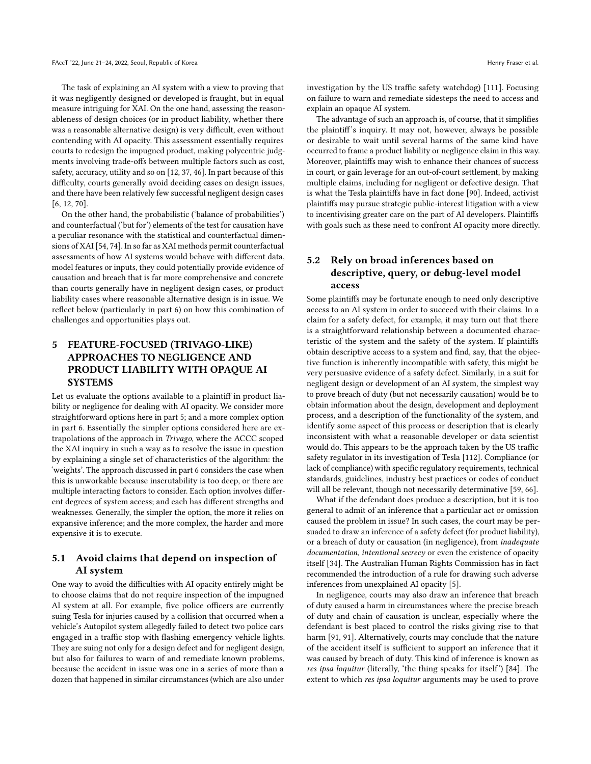The task of explaining an AI system with a view to proving that it was negligently designed or developed is fraught, but in equal measure intriguing for XAI. On the one hand, assessing the reasonableness of design choices (or in product liability, whether there was a reasonable alternative design) is very difficult, even without contending with AI opacity. This assessment essentially requires courts to redesign the impugned product, making polycentric judgments involving trade-offs between multiple factors such as cost, safety, accuracy, utility and so on [12, 37, 46]. In part because of this difficulty, courts generally avoid deciding cases on design issues, and there have been relatively few successful negligent design cases [6, 12, 70].

On the other hand, the probabilistic ('balance of probabilities') and counterfactual ('but for') elements of the test for causation have a peculiar resonance with the statistical and counterfactual dimensions of XAI [54, 74]. In so far as XAI methods permit counterfactual assessments of how AI systems would behave with different data, model features or inputs, they could potentially provide evidence of causation and breach that is far more comprehensive and concrete than courts generally have in negligent design cases, or product liability cases where reasonable alternative design is in issue. We reflect below (particularly in part 6) on how this combination of challenges and opportunities plays out.

# 5 FEATURE-FOCUSED (TRIVAGO-LIKE) APPROACHES TO NEGLIGENCE AND PRODUCT LIABILITY WITH OPAQUE AI SYSTEMS

Let us evaluate the options available to a plaintiff in product liability or negligence for dealing with AI opacity. We consider more straightforward options here in part 5; and a more complex option in part 6. Essentially the simpler options considered here are extrapolations of the approach in *Trivago*, where the ACCC scoped the XAI inquiry in such a way as to resolve the issue in question by explaining a single set of characteristics of the algorithm: the 'weights'. The approach discussed in part 6 considers the case when this is unworkable because inscrutability is too deep, or there are multiple interacting factors to consider. Each option involves different degrees of system access; and each has different strengths and weaknesses. Generally, the simpler the option, the more it relies on expansive inference; and the more complex, the harder and more expensive it is to execute.

## 5.1 Avoid claims that depend on inspection of AI system

One way to avoid the difficulties with AI opacity entirely might be to choose claims that do not require inspection of the impugned AI system at all. For example, five police officers are currently suing Tesla for injuries caused by a collision that occurred when a vehicle's Autopilot system allegedly failed to detect two police cars engaged in a traffic stop with flashing emergency vehicle lights. They are suing not only for a design defect and for negligent design, but also for failures to warn of and remediate known problems, because the accident in issue was one in a series of more than a dozen that happened in similar circumstances (which are also under investigation by the US traffic safety watchdog) [111]. Focusing on failure to warn and remediate sidesteps the need to access and explain an opaque AI system.

The advantage of such an approach is, of course, that it simplifies the plaintiff's inquiry. It may not, however, always be possible or desirable to wait until several harms of the same kind have occurred to frame a product liability or negligence claim in this way. Moreover, plaintiffs may wish to enhance their chances of success in court, or gain leverage for an out-of-court settlement, by making multiple claims, including for negligent or defective design. That is what the Tesla plaintiffs have in fact done [90]. Indeed, activist plaintiffs may pursue strategic public-interest litigation with a view to incentivising greater care on the part of AI developers. Plaintiffs with goals such as these need to confront AI opacity more directly.

## 5.2 Rely on broad inferences based on descriptive, query, or debug-level model access

Some plaintiffs may be fortunate enough to need only descriptive access to an AI system in order to succeed with their claims. In a claim for a safety defect, for example, it may turn out that there is a straightforward relationship between a documented characteristic of the system and the safety of the system. If plaintiffs obtain descriptive access to a system and find, say, that the objective function is inherently incompatible with safety, this might be very persuasive evidence of a safety defect. Similarly, in a suit for negligent design or development of an AI system, the simplest way to prove breach of duty (but not necessarily causation) would be to obtain information about the design, development and deployment process, and a description of the functionality of the system, and identify some aspect of this process or description that is clearly inconsistent with what a reasonable developer or data scientist would do. This appears to be the approach taken by the US traffic safety regulator in its investigation of Tesla [112]. Compliance (or lack of compliance) with specific regulatory requirements, technical standards, guidelines, industry best practices or codes of conduct will all be relevant, though not necessarily determinative [59, 66].

What if the defendant does produce a description, but it is too general to admit of an inference that a particular act or omission caused the problem in issue? In such cases, the court may be persuaded to draw an inference of a safety defect (for product liability), or a breach of duty or causation (in negligence), from *inadequate documentation*, *intentional secrecy* or even the existence of opacity itself [34]. The Australian Human Rights Commission has in fact recommended the introduction of a rule for drawing such adverse inferences from unexplained AI opacity [5].

In negligence, courts may also draw an inference that breach of duty caused a harm in circumstances where the precise breach of duty and chain of causation is unclear, especially where the defendant is best placed to control the risks giving rise to that harm [91, 91]. Alternatively, courts may conclude that the nature of the accident itself is sufficient to support an inference that it was caused by breach of duty. This kind of inference is known as *res ipsa loquitur* (literally, 'the thing speaks for itself') [84]. The extent to which *res ipsa loquitur* arguments may be used to prove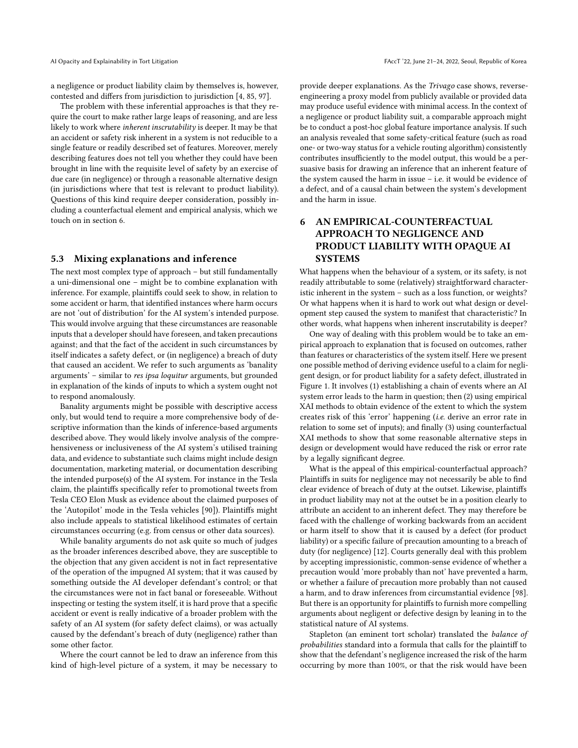a negligence or product liability claim by themselves is, however, contested and differs from jurisdiction to jurisdiction [4, 85, 97].

The problem with these inferential approaches is that they require the court to make rather large leaps of reasoning, and are less likely to work where *inherent inscrutability* is deeper. It may be that an accident or safety risk inherent in a system is not reducible to a single feature or readily described set of features. Moreover, merely describing features does not tell you whether they could have been brought in line with the requisite level of safety by an exercise of due care (in negligence) or through a reasonable alternative design (in jurisdictions where that test is relevant to product liability). Questions of this kind require deeper consideration, possibly including a counterfactual element and empirical analysis, which we touch on in section 6.

### 5.3 Mixing explanations and inference

The next most complex type of approach – but still fundamentally a uni-dimensional one – might be to combine explanation with inference. For example, plaintiffs could seek to show, in relation to some accident or harm, that identified instances where harm occurs are not 'out of distribution' for the AI system's intended purpose. This would involve arguing that these circumstances are reasonable inputs that a developer should have foreseen, and taken precautions against; and that the fact of the accident in such circumstances by itself indicates a safety defect, or (in negligence) a breach of duty that caused an accident. We refer to such arguments as 'banality arguments' – similar to *res ipsa loquitur* arguments, but grounded in explanation of the kinds of inputs to which a system ought not to respond anomalously.

Banality arguments might be possible with descriptive access only, but would tend to require a more comprehensive body of descriptive information than the kinds of inference-based arguments described above. They would likely involve analysis of the comprehensiveness or inclusiveness of the AI system's utilised training data, and evidence to substantiate such claims might include design documentation, marketing material, or documentation describing the intended purpose(s) of the AI system. For instance in the Tesla claim, the plaintiffs specifically refer to promotional tweets from Tesla CEO Elon Musk as evidence about the claimed purposes of the 'Autopilot' mode in the Tesla vehicles [90]). Plaintiffs might also include appeals to statistical likelihood estimates of certain circumstances occurring (e.g. from census or other data sources).

While banality arguments do not ask quite so much of judges as the broader inferences described above, they are susceptible to the objection that any given accident is not in fact representative of the operation of the impugned AI system; that it was caused by something outside the AI developer defendant's control; or that the circumstances were not in fact banal or foreseeable. Without inspecting or testing the system itself, it is hard prove that a specific accident or event is really indicative of a broader problem with the safety of an AI system (for safety defect claims), or was actually caused by the defendant's breach of duty (negligence) rather than some other factor.

Where the court cannot be led to draw an inference from this kind of high-level picture of a system, it may be necessary to provide deeper explanations. As the *Trivago* case shows, reverse-engineering a proxy model from publicly available or provided data may produce useful evidence with minimal access. In the context of a negligence or product liability suit, a comparable approach might be to conduct a post-hoc global feature importance analysis. If such an analysis revealed that some safety-critical feature (such as road one- or two-way status for a vehicle routing algorithm) consistently contributes insufficiently to the model output, this would be a persuasive basis for drawing an inference that an inherent feature of the system caused the harm in issue – i.e. it would be evidence of a defect, and of a causal chain between the system's development and the harm in issue.

## 6 AN EMPIRICAL-COUNTERFACTUAL APPROACH TO NEGLIGENCE AND PRODUCT LIABILITY WITH OPAQUE AI SYSTEMS

What happens when the behaviour of a system, or its safety, is not readily attributable to some (relatively) straightforward characteristic inherent in the system – such as a loss function, or weights? Or what happens when it is hard to work out what design or development step caused the system to manifest that characteristic? In other words, what happens when inherent inscrutability is deeper?

One way of dealing with this problem would be to take an empirical approach to explanation that is focused on outcomes, rather than features or characteristics of the system itself. Here we present one possible method of deriving evidence useful to a claim for negligent design, or for product liability for a safety defect, illustrated in Figure 1. It involves (1) establishing a chain of events where an AI system error leads to the harm in question; then (2) using empirical XAI methods to obtain evidence of the extent to which the system creates risk of this 'error' happening (*i.e.* derive an error rate in relation to some set of inputs); and finally (3) using counterfactual XAI methods to show that some reasonable alternative steps in design or development would have reduced the risk or error rate by a legally significant degree.

What is the appeal of this empirical-counterfactual approach? Plaintiffs in suits for negligence may not necessarily be able to find clear evidence of breach of duty at the outset. Likewise, plaintiffs in product liability may not at the outset be in a position clearly to attribute an accident to an inherent defect. They may therefore be faced with the challenge of working backwards from an accident or harm itself to show that it is caused by a defect (for product liability) or a specific failure of precaution amounting to a breach of duty (for negligence) [12]. Courts generally deal with this problem by accepting impressionistic, common-sense evidence of whether a precaution would 'more probably than not' have prevented a harm, or whether a failure of precaution more probably than not caused a harm, and to draw inferences from circumstantial evidence [98]. But there is an opportunity for plaintiffs to furnish more compelling arguments about negligent or defective design by leaning in to the statistical nature of AI systems.

Stapleton (an eminent tort scholar) translated the *balance of probabilities* standard into a formula that calls for the plaintiff to show that the defendant's negligence increased the risk of the harm occurring by more than 100%, or that the risk would have been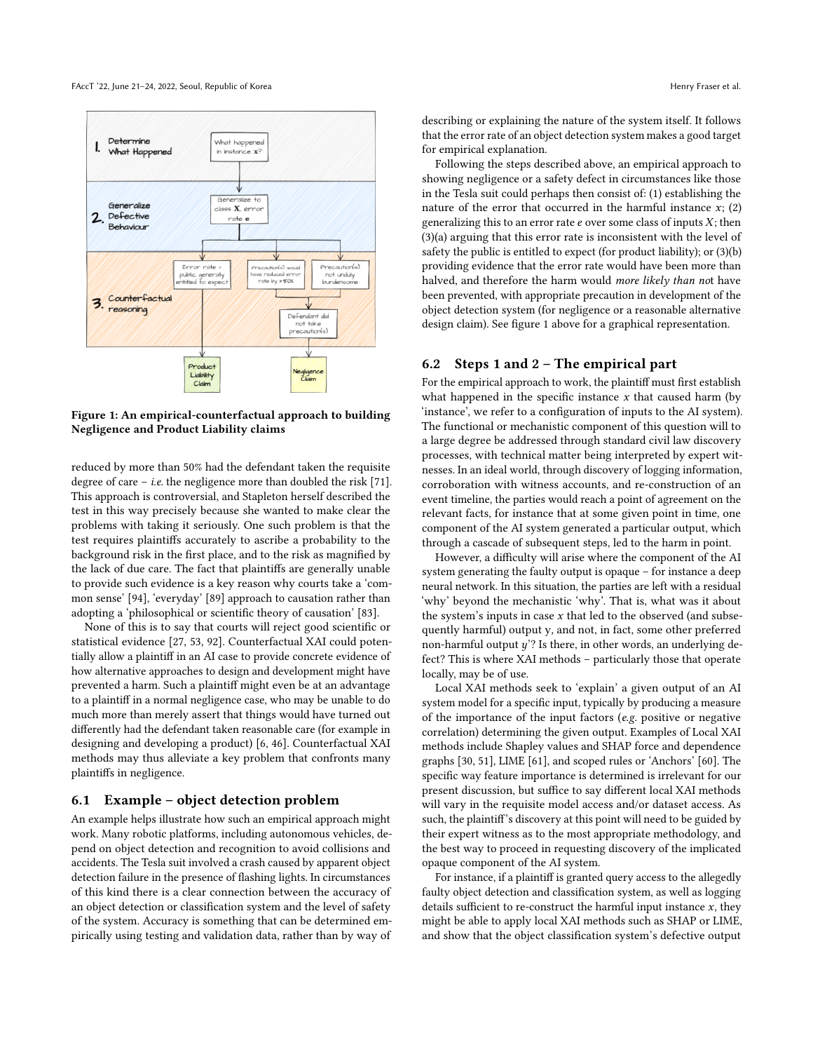Figure 1: An empirical-counterfactual approach to building Negligence and Product Liability claims

reduced by more than 50% had the defendant taken the requisite degree of care – *i.e.* the negligence more than doubled the risk [71]. This approach is controversial, and Stapleton herself described the test in this way precisely because she wanted to make clear the problems with taking it seriously. One such problem is that the test requires plaintiffs accurately to ascribe a probability to the background risk in the first place, and to the risk as magnified by the lack of due care. The fact that plaintiffs are generally unable to provide such evidence is a key reason why courts take a 'common sense' [94], 'everyday' [89] approach to causation rather than adopting a 'philosophical or scientific theory of causation' [83].

None of this is to say that courts will reject good scientific or statistical evidence [27, 53, 92]. Counterfactual XAI could potentially allow a plaintiff in an AI case to provide concrete evidence of how alternative approaches to design and development might have prevented a harm. Such a plaintiff might even be at an advantage to a plaintiff in a normal negligence case, who may be unable to do much more than merely assert that things would have turned out differently had the defendant taken reasonable care (for example in designing and developing a product) [6, 46]. Counterfactual XAI methods may thus alleviate a key problem that confronts many plaintiffs in negligence.

## 6.1 Example – object detection problem

An example helps illustrate how such an empirical approach might work. Many robotic platforms, including autonomous vehicles, depend on object detection and recognition to avoid collisions and accidents. The Tesla suit involved a crash caused by apparent object detection failure in the presence of flashing lights. In circumstances of this kind there is a clear connection between the accuracy of an object detection or classification system and the level of safety of the system. Accuracy is something that can be determined empirically using testing and validation data, rather than by way of describing or explaining the nature of the system itself. It follows that the error rate of an object detection system makes a good target for empirical explanation.

Following the steps described above, an empirical approach to showing negligence or a safety defect in circumstances like those in the Tesla suit could perhaps then consist of: (1) establishing the nature of the error that occurred in the harmful instance $x$; (2) generalizing this to an error rate $e$ over some class of inputs $X$; then (3)(a) arguing that this error rate is inconsistent with the level of safety the public is entitled to expect (for product liability); or (3)(b) providing evidence that the error rate would have been more than halved, and therefore the harm would *more likely than not* have been prevented, with appropriate precaution in development of the object detection system (for negligence or a reasonable alternative design claim). See figure 1 above for a graphical representation.

## 6.2 Steps 1 and 2 – The empirical part

For the empirical approach to work, the plaintiff must first establish what happened in the specific instance $x$ that caused harm (by 'instance', we refer to a configuration of inputs to the AI system). The functional or mechanistic component of this question will to a large degree be addressed through standard civil law discovery processes, with technical matter being interpreted by expert witnesses. In an ideal world, through discovery of logging information, corroboration with witness accounts, and re-construction of an event timeline, the parties would reach a point of agreement on the relevant facts, for instance that at some given point in time, one component of the AI system generated a particular output, which through a cascade of subsequent steps, led to the harm in point.

However, a difficulty will arise where the component of the AI system generating the faulty output is opaque – for instance a deep neural network. In this situation, the parties are left with a residual 'why' beyond the mechanistic 'why'. That is, what was it about the system's inputs in case $x$ that led to the observed (and subsequently harmful) output y, and not, in fact, some other preferred non-harmful output $y'$? Is there, in other words, an underlying defect? This is where XAI methods – particularly those that operate locally, may be of use.

Local XAI methods seek to 'explain' a given output of an AI system model for a specific input, typically by producing a measure of the importance of the input factors (*e.g.* positive or negative correlation) determining the given output. Examples of Local XAI methods include Shapley values and SHAP force and dependence graphs [30, 51], LIME [61], and scoped rules or 'Anchors' [60]. The specific way feature importance is determined is irrelevant for our present discussion, but suffice to say different local XAI methods will vary in the requisite model access and/or dataset access. As such, the plaintiff's discovery at this point will need to be guided by their expert witness as to the most appropriate methodology, and the best way to proceed in requesting discovery of the implicated opaque component of the AI system.

For instance, if a plaintiff is granted query access to the allegedly faulty object detection and classification system, as well as logging details sufficient to re-construct the harmful input instance $x$, they might be able to apply local XAI methods such as SHAP or LIME, and show that the object classification system's defective output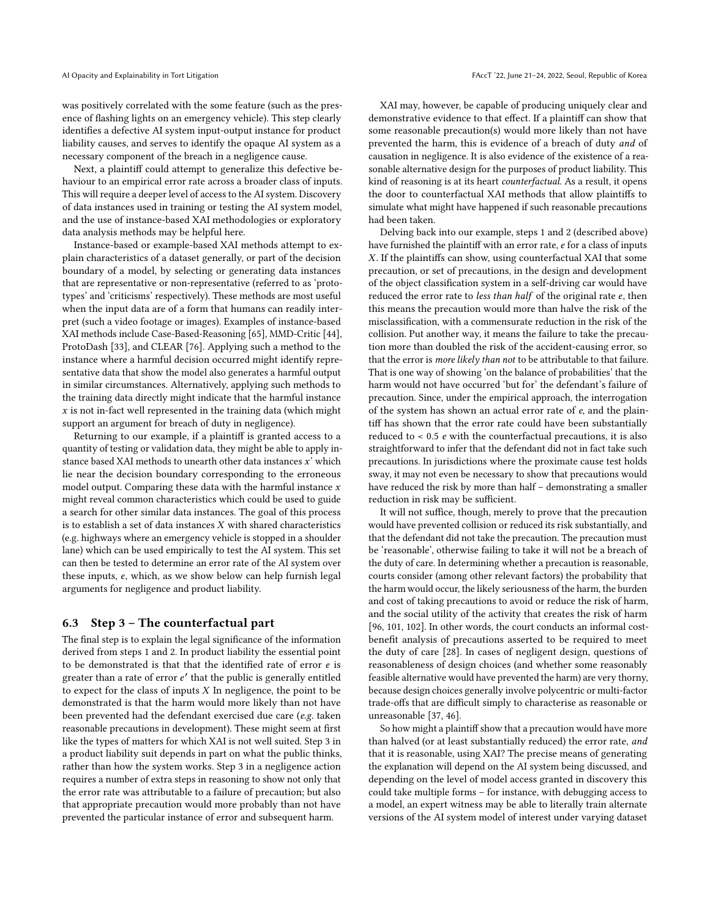was positively correlated with the some feature (such as the presence of flashing lights on an emergency vehicle). This step clearly identifies a defective AI system input-output instance for product liability causes, and serves to identify the opaque AI system as a necessary component of the breach in a negligence cause.

Next, a plaintiff could attempt to generalize this defective behaviour to an empirical error rate across a broader class of inputs. This will require a deeper level of access to the AI system. Discovery of data instances used in training or testing the AI system model, and the use of instance-based XAI methodologies or exploratory data analysis methods may be helpful here.

Instance-based or example-based XAI methods attempt to explain characteristics of a dataset generally, or part of the decision boundary of a model, by selecting or generating data instances that are representative or non-representative (referred to as 'prototypes' and 'criticisms' respectively). These methods are most useful when the input data are of a form that humans can readily interpret (such a video footage or images). Examples of instance-based XAI methods include Case-Based-Reasoning [65], MMD-Critic [44], ProtoDash [33], and CLEAR [76]. Applying such a method to the instance where a harmful decision occurred might identify representative data that show the model also generates a harmful output in similar circumstances. Alternatively, applying such methods to the training data directly might indicate that the harmful instance $x$ is not in-fact well represented in the training data (which might support an argument for breach of duty in negligence).

Returning to our example, if a plaintiff is granted access to a quantity of testing or validation data, they might be able to apply instance based XAI methods to unearth other data instances $x'$ which lie near the decision boundary corresponding to the erroneous model output. Comparing these data with the harmful instance $x$ might reveal common characteristics which could be used to guide a search for other similar data instances. The goal of this process is to establish a set of data instances $X$ with shared characteristics (e.g. highways where an emergency vehicle is stopped in a shoulder lane) which can be used empirically to test the AI system. This set can then be tested to determine an error rate of the AI system over these inputs, $e$, which, as we show below can help furnish legal arguments for negligence and product liability.

### 6.3 Step 3 – The counterfactual part

The final step is to explain the legal significance of the information derived from steps 1 and 2. In product liability the essential point to be demonstrated is that that the identified rate of error $e$ is greater than a rate of error $e'$ that the public is generally entitled to expect for the class of inputs $X$ In negligence, the point to be demonstrated is that the harm would more likely than not have been prevented had the defendant exercised due care (*e.g.* taken reasonable precautions in development). These might seem at first like the types of matters for which XAI is not well suited. Step 3 in a product liability suit depends in part on what the public thinks, rather than how the system works. Step 3 in a negligence action requires a number of extra steps in reasoning to show not only that the error rate was attributable to a failure of precaution; but also that appropriate precaution would more probably than not have prevented the particular instance of error and subsequent harm.

XAI may, however, be capable of producing uniquely clear and demonstrative evidence to that effect. If a plaintiff can show that some reasonable precaution(s) would more likely than not have prevented the harm, this is evidence of a breach of duty *and* of causation in negligence. It is also evidence of the existence of a reasonable alternative design for the purposes of product liability. This kind of reasoning is at its heart *counterfactual*. As a result, it opens the door to counterfactual XAI methods that allow plaintiffs to simulate what might have happened if such reasonable precautions had been taken.

Delving back into our example, steps 1 and 2 (described above) have furnished the plaintiff with an error rate, $e$ for a class of inputs $X$. If the plaintiffs can show, using counterfactual XAI that some precaution, or set of precautions, in the design and development of the object classification system in a self-driving car would have reduced the error rate to *less than half* of the original rate $e$, then this means the precaution would more than halve the risk of the misclassification, with a commensurate reduction in the risk of the collision. Put another way, it means the failure to take the precaution more than doubled the risk of the accident-causing error, so that the error is *more likely than not* to be attributable to that failure. That is one way of showing 'on the balance of probabilities' that the harm would not have occurred 'but for' the defendant's failure of precaution. Since, under the empirical approach, the interrogation of the system has shown an actual error rate of $e$, and the plaintiff has shown that the error rate could have been substantially reduced to $< 0.5\ e$ with the counterfactual precautions, it is also straightforward to infer that the defendant did not in fact take such precautions. In jurisdictions where the proximate cause test holds sway, it may not even be necessary to show that precautions would have reduced the risk by more than half – demonstrating a smaller reduction in risk may be sufficient.

It will not suffice, though, merely to prove that the precaution would have prevented collision or reduced its risk substantially, and that the defendant did not take the precaution. The precaution must be 'reasonable', otherwise failing to take it will not be a breach of the duty of care. In determining whether a precaution is reasonable, courts consider (among other relevant factors) the probability that the harm would occur, the likely seriousness of the harm, the burden and cost of taking precautions to avoid or reduce the risk of harm, and the social utility of the activity that creates the risk of harm [96, 101, 102]. In other words, the court conducts an informal cost-benefit analysis of precautions asserted to be required to meet the duty of care [28]. In cases of negligent design, questions of reasonableness of design choices (and whether some reasonably feasible alternative would have prevented the harm) are very thorny, because design choices generally involve polycentric or multi-factor trade-offs that are difficult simply to characterise as reasonable or unreasonable [37, 46].

So how might a plaintiff show that a precaution would have more than halved (or at least substantially reduced) the error rate, *and* that it is reasonable, using XAI? The precise means of generating the explanation will depend on the AI system being discussed, and depending on the level of model access granted in discovery this could take multiple forms – for instance, with debugging access to a model, an expert witness may be able to literally train alternate versions of the AI system model of interest under varying dataset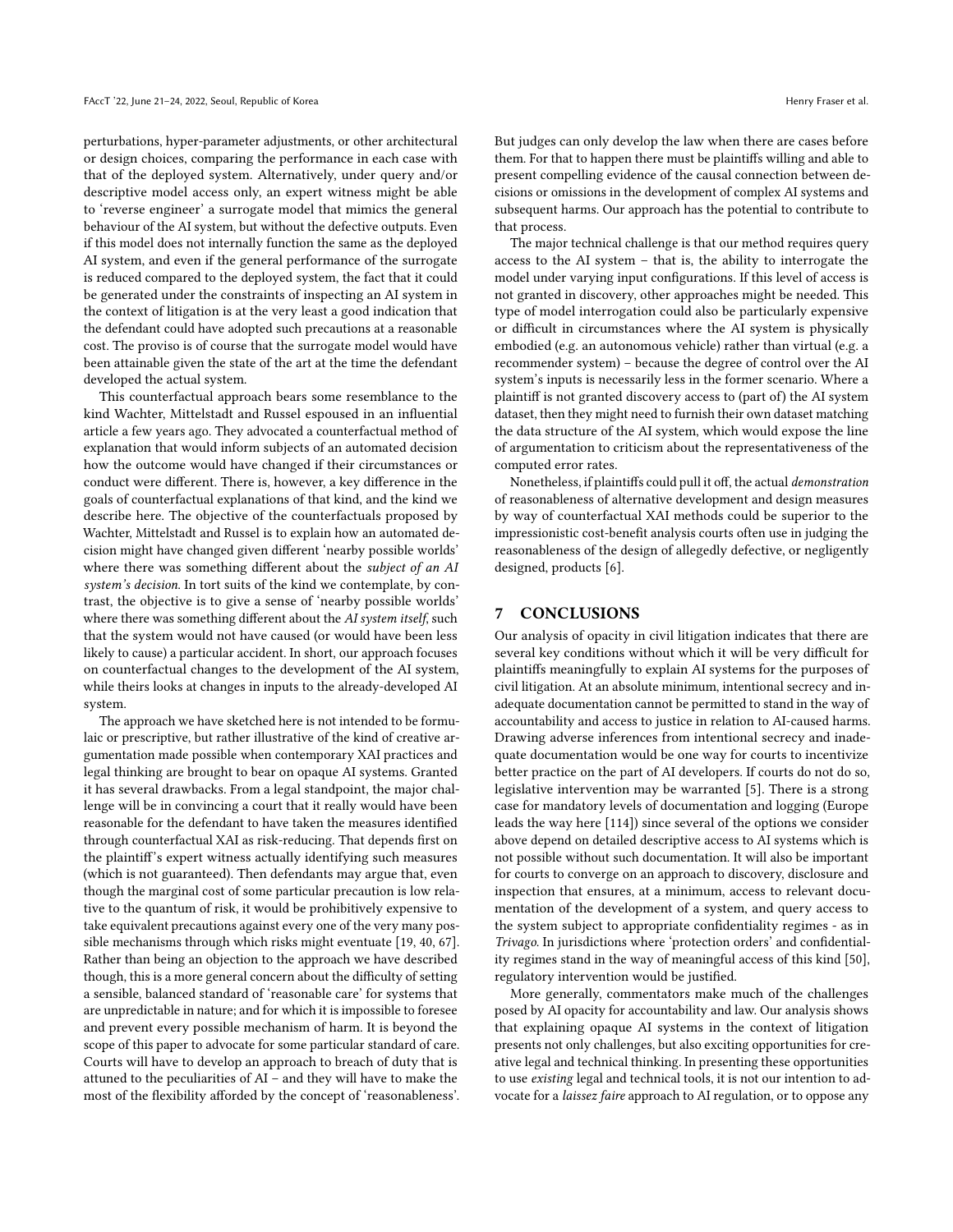perturbations, hyper-parameter adjustments, or other architectural or design choices, comparing the performance in each case with that of the deployed system. Alternatively, under query and/or descriptive model access only, an expert witness might be able to 'reverse engineer' a surrogate model that mimics the general behaviour of the AI system, but without the defective outputs. Even if this model does not internally function the same as the deployed AI system, and even if the general performance of the surrogate is reduced compared to the deployed system, the fact that it could be generated under the constraints of inspecting an AI system in the context of litigation is at the very least a good indication that the defendant could have adopted such precautions at a reasonable cost. The proviso is of course that the surrogate model would have been attainable given the state of the art at the time the defendant developed the actual system.

This counterfactual approach bears some resemblance to the kind Wachter, Mittelstadt and Russel espoused in an influential article a few years ago. They advocated a counterfactual method of explanation that would inform subjects of an automated decision how the outcome would have changed if their circumstances or conduct were different. There is, however, a key difference in the goals of counterfactual explanations of that kind, and the kind we describe here. The objective of the counterfactuals proposed by Wachter, Mittelstadt and Russel is to explain how an automated decision might have changed given different 'nearby possible worlds' where there was something different about the *subject of an AI system's decision*. In tort suits of the kind we contemplate, by contrast, the objective is to give a sense of 'nearby possible worlds' where there was something different about the *AI system itself*, such that the system would not have caused (or would have been less likely to cause) a particular accident. In short, our approach focuses on counterfactual changes to the development of the AI system, while theirs looks at changes in inputs to the already-developed AI system.

The approach we have sketched here is not intended to be formulaic or prescriptive, but rather illustrative of the kind of creative argumentation made possible when contemporary XAI practices and legal thinking are brought to bear on opaque AI systems. Granted it has several drawbacks. From a legal standpoint, the major challenge will be in convincing a court that it really would have been reasonable for the defendant to have taken the measures identified through counterfactual XAI as risk-reducing. That depends first on the plaintiff's expert witness actually identifying such measures (which is not guaranteed). Then defendants may argue that, even though the marginal cost of some particular precaution is low relative to the quantum of risk, it would be prohibitively expensive to take equivalent precautions against every one of the very many possible mechanisms through which risks might eventuate [19, 40, 67]. Rather than being an objection to the approach we have described though, this is a more general concern about the difficulty of setting a sensible, balanced standard of 'reasonable care' for systems that are unpredictable in nature; and for which it is impossible to foresee and prevent every possible mechanism of harm. It is beyond the scope of this paper to advocate for some particular standard of care. Courts will have to develop an approach to breach of duty that is attuned to the peculiarities of AI – and they will have to make the most of the flexibility afforded by the concept of 'reasonableness'. But judges can only develop the law when there are cases before them. For that to happen there must be plaintiffs willing and able to present compelling evidence of the causal connection between decisions or omissions in the development of complex AI systems and subsequent harms. Our approach has the potential to contribute to that process.

The major technical challenge is that our method requires query access to the AI system – that is, the ability to interrogate the model under varying input configurations. If this level of access is not granted in discovery, other approaches might be needed. This type of model interrogation could also be particularly expensive or difficult in circumstances where the AI system is physically embodied (e.g. an autonomous vehicle) rather than virtual (e.g. a recommender system) – because the degree of control over the AI system's inputs is necessarily less in the former scenario. Where a plaintiff is not granted discovery access to (part of) the AI system dataset, then they might need to furnish their own dataset matching the data structure of the AI system, which would expose the line of argumentation to criticism about the representativeness of the computed error rates.

Nonetheless, if plaintiffs could pull it off, the actual *demonstration* of reasonableness of alternative development and design measures by way of counterfactual XAI methods could be superior to the impressionistic cost-benefit analysis courts often use in judging the reasonableness of the design of allegedly defective, or negligently designed, products [6].

## 7 CONCLUSIONS

Our analysis of opacity in civil litigation indicates that there are several key conditions without which it will be very difficult for plaintiffs meaningfully to explain AI systems for the purposes of civil litigation. At an absolute minimum, intentional secrecy and inadequate documentation cannot be permitted to stand in the way of accountability and access to justice in relation to AI-caused harms. Drawing adverse inferences from intentional secrecy and inadequate documentation would be one way for courts to incentivize better practice on the part of AI developers. If courts do not do so, legislative intervention may be warranted [5]. There is a strong case for mandatory levels of documentation and logging (Europe leads the way here [114]) since several of the options we consider above depend on detailed descriptive access to AI systems which is not possible without such documentation. It will also be important for courts to converge on an approach to discovery, disclosure and inspection that ensures, at a minimum, access to relevant documentation of the development of a system, and query access to the system subject to appropriate confidentiality regimes - as in *Trivago*. In jurisdictions where 'protection orders' and confidentiality regimes stand in the way of meaningful access of this kind [50], regulatory intervention would be justified.

More generally, commentators make much of the challenges posed by AI opacity for accountability and law. Our analysis shows that explaining opaque AI systems in the context of litigation presents not only challenges, but also exciting opportunities for creative legal and technical thinking. In presenting these opportunities to use *existing* legal and technical tools, it is not our intention to advocate for a *laissez faire* approach to AI regulation, or to oppose any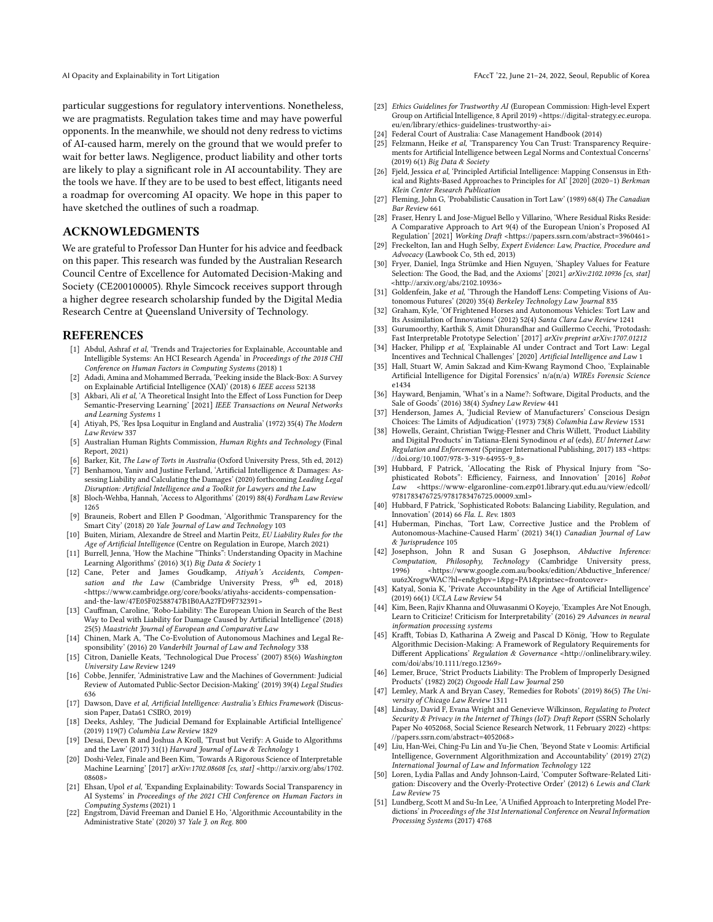particular suggestions for regulatory interventions. Nonetheless, we are pragmatists. Regulation takes time and may have powerful opponents. In the meanwhile, we should not deny redress to victims of AI-caused harm, merely on the ground that we would prefer to wait for better laws. Negligence, product liability and other torts are likely to play a significant role in AI accountability. They are the tools we have. If they are to be used to best effect, litigants need a roadmap for overcoming AI opacity. We hope in this paper to have sketched the outlines of such a roadmap.

## ACKNOWLEDGMENTS

We are grateful to Professor Dan Hunter for his advice and feedback on this paper. This research was funded by the Australian Research Council Centre of Excellence for Automated Decision-Making and Society (CE200100005). Rhyle Simcock receives support through a higher degree research scholarship funded by the Digital Media Research Centre at Queensland University of Technology.

## REFERENCES

[1] Abdul, Ashraf *et al*, 'Trends and Trajectories for Explainable, Accountable and Intelligible Systems: An HCI Research Agenda' in *Proceedings of the 2018 CHI Conference on Human Factors in Computing Systems* (2018) 1

[2] Adadi, Amina and Mohammed Berrada, 'Peeking inside the Black-Box: A Survey on Explainable Artificial Intelligence (XAI)' (2018) 6 *IEEE access* 52138

[3] Akbari, Ali *et al*, 'A Theoretical Insight Into the Effect of Loss Function for Deep Semantic-Preserving Learning' [2021] *IEEE Transactions on Neural Networks and Learning Systems* 1

[4] Atiyah, PS, 'Res Ipsa Loquitur in England and Australia' (1972) 35(4) *The Modern Law Review* 337

[5] Australian Human Rights Commission, *Human Rights and Technology* (Final Report, 2021)

[6] Barker, Kit, *The Law of Torts in Australia* (Oxford University Press, 5th ed, 2012)

[7] Benhamou, Yaniv and Justine Ferland, 'Artificial Intelligence & Damages: Assessing Liability and Calculating the Damages' (2020) forthcoming *Leading Legal Disruption: Artificial Intelligence and a Toolkit for Lawyers and the Law*

[8] Bloch-Wehba, Hannah, 'Access to Algorithms' (2019) 88(4) *Fordham Law Review* 1265

[9] Brauneis, Robert and Ellen P Goodman, 'Algorithmic Transparency for the Smart City' (2018) 20 *Yale Journal of Law and Technology* 103

[10] Buiten, Miriam, Alexandre de Streel and Martin Peitz, *EU Liability Rules for the Age of Artificial Intelligence* (Centre on Regulation in Europe, March 2021)

[11] Burrell, Jenna, 'How the Machine "Thinks": Understanding Opacity in Machine Learning Algorithms' (2016) 3(1) *Big Data & Society* 1

[12] Cane, Peter and James Goudkamp, *Atiyah's Accidents, Compensation and the Law* (Cambridge University Press, 9th ed, 2018) <https://www.cambridge.org/core/books/atiyahs-accidents-compensation-and-the-law/47E05F02588747B1B0AA27FD9F732391>

[13] Cauffman, Caroline, 'Robo-Liability: The European Union in Search of the Best Way to Deal with Liability for Damage Caused by Artificial Intelligence' (2018) 25(5) *Maastricht Journal of European and Comparative Law*

[14] Chinen, Mark A, 'The Co-Evolution of Autonomous Machines and Legal Responsibility' (2016) 20 *Vanderbilt Journal of Law and Technology* 338

[15] Citron, Danielle Keats, 'Technological Due Process' (2007) 85(6) *Washington University Law Review* 1249

[16] Cobbe, Jennifer, 'Administrative Law and the Machines of Government: Judicial Review of Automated Public-Sector Decision-Making' (2019) 39(4) *Legal Studies* 636

[17] Dawson, Dave *et al*, *Artificial Intelligence: Australia's Ethics Framework* (Discussion Paper, Data61 CSIRO, 2019)

[18] Deeks, Ashley, 'The Judicial Demand for Explainable Artificial Intelligence' (2019) 119(7) *Columbia Law Review* 1829

[19] Desai, Deven R and Joshua A Kroll, 'Trust but Verify: A Guide to Algorithms and the Law' (2017) 31(1) *Harvard Journal of Law & Technology* 1

[20] Doshi-Velez, Finale and Been Kim, 'Towards A Rigorous Science of Interpretable Machine Learning' [2017] *arXiv:1702.08608 [cs, stat]* <http://arxiv.org/abs/1702.08608>

[21] Ehsan, Upol *et al*, 'Expanding Explainability: Towards Social Transparency in AI Systems' in *Proceedings of the 2021 CHI Conference on Human Factors in Computing Systems* (2021) 1

[22] Engstrom, David Freeman and Daniel E Ho, 'Algorithmic Accountability in the Administrative State' (2020) 37 *Yale J. on Reg.* 800

[23] *Ethics Guidelines for Trustworthy AI* (European Commission: High-level Expert Group on Artificial Intelligence, 8 April 2019) <https://digital-strategy.ec.europa.eu/en/library/ethics-guidelines-trustworthy-ai>

[24] Federal Court of Australia: Case Management Handbook (2014)

[25] Felzmann, Heike *et al*, 'Transparency You Can Trust: Transparency Requirements for Artificial Intelligence between Legal Norms and Contextual Concerns' (2019) 6(1) *Big Data & Society*

[26] Fjeld, Jessica *et al*, 'Principled Artificial Intelligence: Mapping Consensus in Ethical and Rights-Based Approaches to Principles for AI' [2020] (2020–1) *Berkman Klein Center Research Publication*

[27] Fleming, John G, 'Probabilistic Causation in Tort Law' (1989) 68(4) *The Canadian Bar Review* 661

[28] Fraser, Henry L and Jose-Miguel Bello y Villarino, 'Where Residual Risks Reside: A Comparative Approach to Art 9(4) of the European Union's Proposed AI Regulation' [2021] *Working Draft* <https://papers.ssrn.com/abstract=3960461>

[29] Freckelton, Ian and Hugh Selby, *Expert Evidence: Law, Practice, Procedure and Advocacy* (Lawbook Co, 5th ed, 2013)

[30] Fryer, Daniel, Inga Strümke and Hien Nguyen, 'Shapley Values for Feature Selection: The Good, the Bad, and the Axioms' [2021] *arXiv:2102.10936 [cs, stat]* <http://arxiv.org/abs/2102.10936>

[31] Goldenfein, Jake *et al*, 'Through the Handoff Lens: Competing Visions of Autonomous Futures' (2020) 35(4) *Berkeley Technology Law Journal* 835

[32] Graham, Kyle, 'Of Frightened Horses and Autonomous Vehicles: Tort Law and Its Assimilation of Innovations' (2012) 52(4) *Santa Clara Law Review* 1241

[33] Gurumoorthy, Karthik S, Amit Dhurandhar and Guillermo Cecchi, 'Protodash: Fast Interpretable Prototype Selection' [2017] *arXiv preprint arXiv:1707.01212*

[34] Hacker, Philipp *et al*, 'Explainable AI under Contract and Tort Law: Legal Incentives and Technical Challenges' [2020] *Artificial Intelligence and Law* 1

[35] Hall, Stuart W, Amin Sakzad and Kim-Kwang Raymond Choo, 'Explainable Artificial Intelligence for Digital Forensics' n/a(n/a) *WIREs Forensic Science* e1434

[36] Hayward, Benjamin, 'What's in a Name?: Software, Digital Products, and the Sale of Goods' (2016) 38(4) *Sydney Law Review* 441

[37] Henderson, James A, 'Judicial Review of Manufacturers' Conscious Design Choices: The Limits of Adjudication' (1973) 73(8) *Columbia Law Review* 1531

[38] Howells, Geraint, Christian Twigg-Flesner and Chris Willett, 'Product Liability and Digital Products' in Tatiana-Eleni Synodinou *et al* (eds), *EU Internet Law: Regulation and Enforcement* (Springer International Publishing, 2017) 183 <https://doi.org/10.1007/978-3-319-64955-9_8>

[39] Hubbard, F Patrick, 'Allocating the Risk of Physical Injury from "Sophisticated Robots": Efficiency, Fairness, and Innovation' [2016] *Robot Law* <https://www-elgaronline-com.ezp01.library.qut.edu.au/view/edcoll/9781783476725/9781783476725.00009.xml>

[40] Hubbard, F Patrick, 'Sophisticated Robots: Balancing Liability, Regulation, and Innovation' (2014) 66 *Fla. L. Rev.* 1803

[41] Huberman, Pinchas, 'Tort Law, Corrective Justice and the Problem of Autonomous-Machine-Caused Harm' (2021) 34(1) *Canadian Journal of Law & Jurisprudence* 105

[42] Josephson, John R and Susan G Josephson, *Abductive Inference: Computation, Philosophy, Technology* (Cambridge University press, 1996) <https://www.google.com.au/books/edition/Abductive_Inference/uu6zXrogwWAC?hl=en&gbpv=1&pg=PA1&printsec=frontcover>

[43] Katyal, Sonia K, 'Private Accountability in the Age of Artificial Intelligence' (2019) 66(1) *UCLA Law Review* 54

[44] Kim, Been, Rajiv Khanna and Oluwasanmi O Koyejo, 'Examples Are Not Enough, Learn to Criticize! Criticism for Interpretability' (2016) 29 *Advances in neural information processing systems*

[45] Krafft, Tobias D, Katharina A Zweig and Pascal D König, 'How to Regulate Algorithmic Decision-Making: A Framework of Regulatory Requirements for Different Applications' *Regulation & Governance* <http://onlinelibrary.wiley.com/doi/abs/10.1111/rego.12369>

[46] Lemer, Bruce, 'Strict Products Liability: The Problem of Improperly Designed Products' (1982) 20(2) *Osgoode Hall Law Journal* 250

[47] Lemley, Mark A and Bryan Casey, 'Remedies for Robots' (2019) 86(5) *The University of Chicago Law Review* 1311

[48] Lindsay, David F, Evana Wright and Genevieve Wilkinson, *Regulating to Protect Security & Privacy in the Internet of Things (IoT): Draft Report* (SSRN Scholarly Paper No 4052068, Social Science Research Network, 11 February 2022) <https://papers.ssrn.com/abstract=4052068>

[49] Liu, Han-Wei, Ching-Fu Lin and Yu-Jie Chen, 'Beyond State v Loomis: Artificial Intelligence, Government Algorithmization and Accountability' (2019) 27(2) *International Journal of Law and Information Technology* 122

[50] Loren, Lydia Pallas and Andy Johnson-Laird, 'Computer Software-Related Litigation: Discovery and the Overly-Protective Order' (2012) 6 *Lewis and Clark Law Review* 75

[51] Lundberg, Scott M and Su-In Lee, 'A Unified Approach to Interpreting Model Predictions' in *Proceedings of the 31st International Conference on Neural Information Processing Systems* (2017) 4768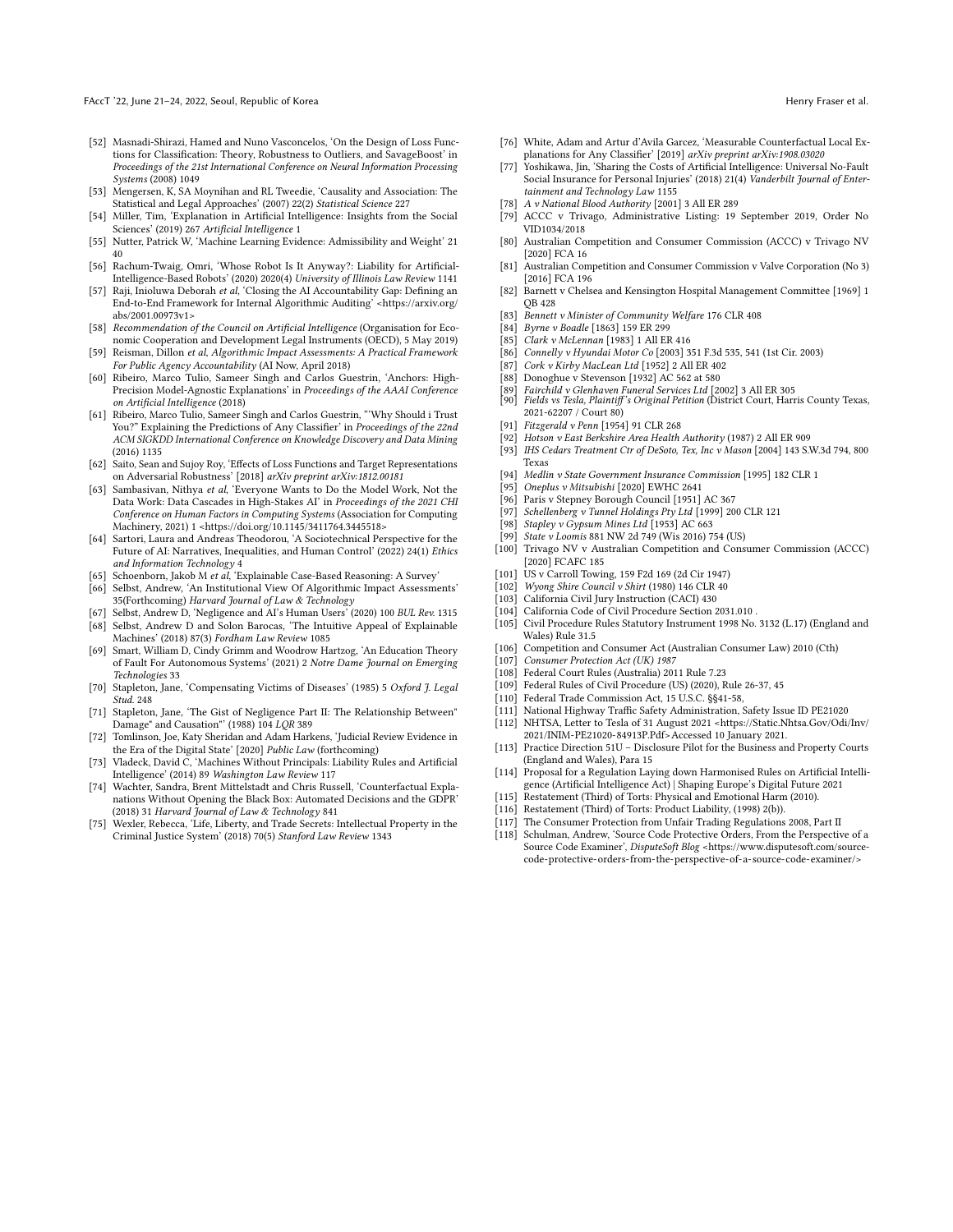[52] Masnadi-Shirazi, Hamed and Nuno Vasconcelos, 'On the Design of Loss Functions for Classification: Theory, Robustness to Outliers, and SavageBoost' in *Proceedings of the 21st International Conference on Neural Information Processing Systems* (2008) 1049

[53] Mengersen, K, SA Moynihan and RL Tweedie, 'Causality and Association: The Statistical and Legal Approaches' (2007) 22(2) *Statistical Science* 227

[54] Miller, Tim, 'Explanation in Artificial Intelligence: Insights from the Social Sciences' (2019) 267 *Artificial Intelligence* 1

[55] Nutter, Patrick W, 'Machine Learning Evidence: Admissibility and Weight' 21 40

[56] Rachum-Twaig, Omri, 'Whose Robot Is It Anyway?: Liability for Artificial-Intelligence-Based Robots' (2020) 2020(4) *University of Illinois Law Review* 1141

[57] Raji, Inioluwa Deborah *et al*, 'Closing the AI Accountability Gap: Defining an End-to-End Framework for Internal Algorithmic Auditing' <https://arxiv.org/abs/2001.00973v1>

[58] *Recommendation of the Council on Artificial Intelligence* (Organisation for Economic Cooperation and Development Legal Instruments (OECD), 5 May 2019)

[59] Reisman, Dillon *et al*, *Algorithmic Impact Assessments: A Practical Framework For Public Agency Accountability* (AI Now, April 2018)

[60] Ribeiro, Marco Tulio, Sameer Singh and Carlos Guestrin, 'Anchors: High-Precision Model-Agnostic Explanations' in *Proceedings of the AAAI Conference on Artificial Intelligence* (2018)

[61] Ribeiro, Marco Tulio, Sameer Singh and Carlos Guestrin, "'Why Should i Trust You?" Explaining the Predictions of Any Classifier' in *Proceedings of the 22nd ACM SIGKDD International Conference on Knowledge Discovery and Data Mining* (2016) 1135

[62] Saito, Sean and Sujoy Roy, 'Effects of Loss Functions and Target Representations on Adversarial Robustness' [2018] *arXiv preprint arXiv:1812.00181*

[63] Sambasivan, Nithya *et al*, 'Everyone Wants to Do the Model Work, Not the Data Work: Data Cascades in High-Stakes AI' in *Proceedings of the 2021 CHI Conference on Human Factors in Computing Systems* (Association for Computing Machinery, 2021) 1 <https://doi.org/10.1145/3411764.3445518>

[64] Sartori, Laura and Andreas Theodorou, 'A Sociotechnical Perspective for the Future of AI: Narratives, Inequalities, and Human Control' (2022) 24(1) *Ethics and Information Technology* 4

[65] Schoenborn, Jakob M *et al*, 'Explainable Case-Based Reasoning: A Survey'

[66] Selbst, Andrew, 'An Institutional View Of Algorithmic Impact Assessments' 35(Forthcoming) *Harvard Journal of Law & Technology*

[67] Selbst, Andrew D, 'Negligence and AI's Human Users' (2020) 100 *BUL Rev.* 1315

[68] Selbst, Andrew D and Solon Barocas, 'The Intuitive Appeal of Explainable Machines' (2018) 87(3) *Fordham Law Review* 1085

[69] Smart, William D, Cindy Grimm and Woodrow Hartzog, 'An Education Theory of Fault For Autonomous Systems' (2021) 2 *Notre Dame Journal on Emerging Technologies* 33

[70] Stapleton, Jane, 'Compensating Victims of Diseases' (1985) 5 *Oxford J. Legal Stud.* 248

[71] Stapleton, Jane, 'The Gist of Negligence Part II: The Relationship Between" Damage" and Causation"' (1988) 104 *LQR* 389

[72] Tomlinson, Joe, Katy Sheridan and Adam Harkens, 'Judicial Review Evidence in the Era of the Digital State' [2020] *Public Law* (forthcoming)

[73] Vladeck, David C, 'Machines Without Principals: Liability Rules and Artificial Intelligence' (2014) 89 *Washington Law Review* 117

[74] Wachter, Sandra, Brent Mittelstadt and Chris Russell, 'Counterfactual Explanations Without Opening the Black Box: Automated Decisions and the GDPR' (2018) 31 *Harvard Journal of Law & Technology* 841

[75] Wexler, Rebecca, 'Life, Liberty, and Trade Secrets: Intellectual Property in the Criminal Justice System' (2018) 70(5) *Stanford Law Review* 1343

[76] White, Adam and Artur d'Avila Garcez, 'Measurable Counterfactual Local Explanations for Any Classifier' [2019] *arXiv preprint arXiv:1908.03020*

[77] Yoshikawa, Jin, 'Sharing the Costs of Artificial Intelligence: Universal No-Fault Social Insurance for Personal Injuries' (2018) 21(4) *Vanderbilt Journal of Entertainment and Technology Law* 1155

[78] *A v National Blood Authority* [2001] 3 All ER 289

[79] ACCC v Trivago, Administrative Listing: 19 September 2019, Order No VID1034/2018

[80] Australian Competition and Consumer Commission (ACCC) v Trivago NV [2020] FCA 16

[81] Australian Competition and Consumer Commission v Valve Corporation (No 3) [2016] FCA 196

[82] Barnett v Chelsea and Kensington Hospital Management Committee [1969] 1 QB 428

[83] *Bennett v Minister of Community Welfare* 176 CLR 408

[84] *Byrne v Boadle* [1863] 159 ER 299

[85] *Clark v McLennan* [1983] 1 All ER 416

[86] *Connelly v Hyundai Motor Co* [2003] 351 F.3d 535, 541 (1st Cir. 2003)

[87] *Cork v Kirby MacLean Ltd* [1952] 2 All ER 402

[88] Donoghue v Stevenson [1932] AC 562 at 580

[89] *Fairchild v Glenhaven Funeral Services Ltd* [2002] 3 All ER 305

[90] *Fields vs Tesla, Plaintiff's Original Petition* (District Court, Harris County Texas, 2021-62207 / Court 80)

[91] *Fitzgerald v Penn* [1954] 91 CLR 268

[92] *Hotson v East Berkshire Area Health Authority* (1987) 2 All ER 909

[93] *IHS Cedars Treatment Ctr of DeSoto, Tex, Inc v Mason* [2004] 143 S.W.3d 794, 800 Texas

[94] *Medlin v State Government Insurance Commission* [1995] 182 CLR 1

[95] *Oneplus v Mitsubishi* [2020] EWHC 2641

[96] Paris v Stepney Borough Council [1951] AC 367

[97] *Schellenberg v Tunnel Holdings Pty Ltd* [1999] 200 CLR 121

[98] *Stapley v Gypsum Mines Ltd* [1953] AC 663

[99] *State v Loomis* 881 NW 2d 749 (Wis 2016) 754 (US)

[100] Trivago NV v Australian Competition and Consumer Commission (ACCC) [2020] FCAFC 185

[101] US v Carroll Towing, 159 F2d 169 (2d Cir 1947)

[102] *Wyong Shire Council v Shirt* (1980) 146 CLR 40

[103] California Civil Jury Instruction (CACI) 430

[104] California Code of Civil Procedure Section 2031.010 .

[105] Civil Procedure Rules Statutory Instrument 1998 No. 3132 (L.17) (England and Wales) Rule 31.5

[106] Competition and Consumer Act (Australian Consumer Law) 2010 (Cth)

[107] *Consumer Protection Act (UK) 1987*

[108] Federal Court Rules (Australia) 2011 Rule 7.23

[109] Federal Rules of Civil Procedure (US) (2020), Rule 26-37, 45

[110] Federal Trade Commission Act, 15 U.S.C. §§41-58,

[111] National Highway Traffic Safety Administration, Safety Issue ID PE21020

[112] NHTSA, Letter to Tesla of 31 August 2021 <https://Static.Nhtsa.Gov/Odi/Inv/2021/INIM-PE21020-84913P.Pdf>Accessed 10 January 2021.

[113] Practice Direction 51U – Disclosure Pilot for the Business and Property Courts (England and Wales), Para 15

[114] Proposal for a Regulation Laying down Harmonised Rules on Artificial Intelligence (Artificial Intelligence Act) | Shaping Europe's Digital Future 2021

[115] Restatement (Third) of Torts: Physical and Emotional Harm (2010).

[116] Restatement (Third) of Torts: Product Liability, (1998) 2(b)).

[117] The Consumer Protection from Unfair Trading Regulations 2008, Part II

[118] Schulman, Andrew, 'Source Code Protective Orders, From the Perspective of a Source Code Examiner', *DisputeSoft Blog* <https://www.disputesoft.com/source-code-protective-orders-from-the-perspective-of-a-source-code-examiner/>